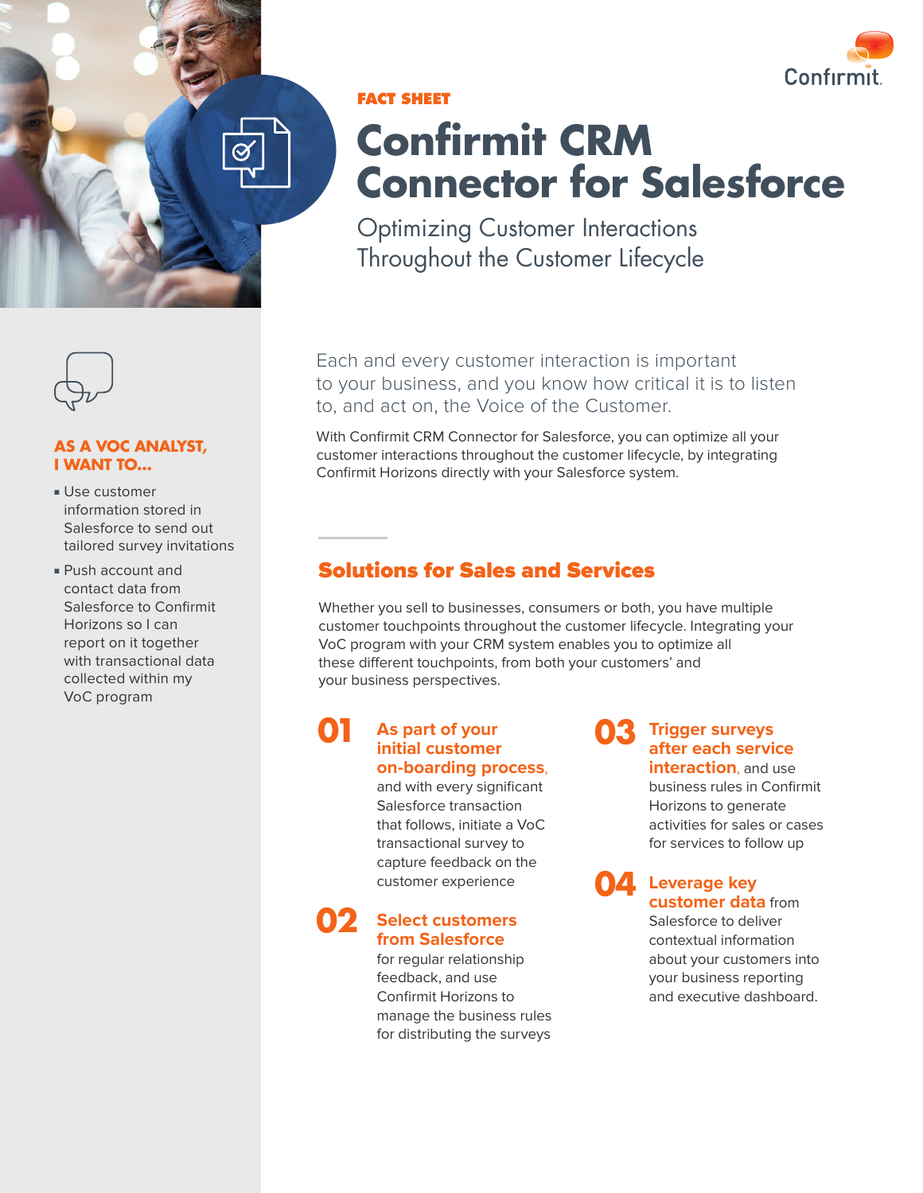FACT SHEET

# Confirmit CRM Connector for Salesforce

## Optimizing Customer Interactions Throughout the Customer Lifecycle

Each and every customer interaction is important to your business, and you know how critical it is to listen to, and act on, the Voice of the Customer.

With Confirmit CRM Connector for Salesforce, you can optimize all your customer interactions throughout the customer lifecycle, by integrating Confirmit Horizons directly with your Salesforce system.

### AS A VOC ANALYST, I WANT TO...

- Use customer information stored in Salesforce to send out tailored survey invitations
- Push account and contact data from Salesforce to Confirmit Horizons so I can report on it together with transactional data collected within my VoC program

## Solutions for Sales and Services

Whether you sell to businesses, consumers or both, you have multiple customer touchpoints throughout the customer lifecycle. Integrating your VoC program with your CRM system enables you to optimize all these different touchpoints, from both your customers' and your business perspectives.

**01** **As part of your initial customer on-boarding process,** and with every significant Salesforce transaction that follows, initiate a VoC transactional survey to capture feedback on the customer experience

**02** **Select customers from Salesforce** for regular relationship feedback, and use Confirmit Horizons to manage the business rules for distributing the surveys

**03** **Trigger surveys after each service interaction,** and use business rules in Confirmit Horizons to generate activities for sales or cases for services to follow up

**04** **Leverage key customer data** from Salesforce to deliver contextual information about your customers into your business reporting and executive dashboard.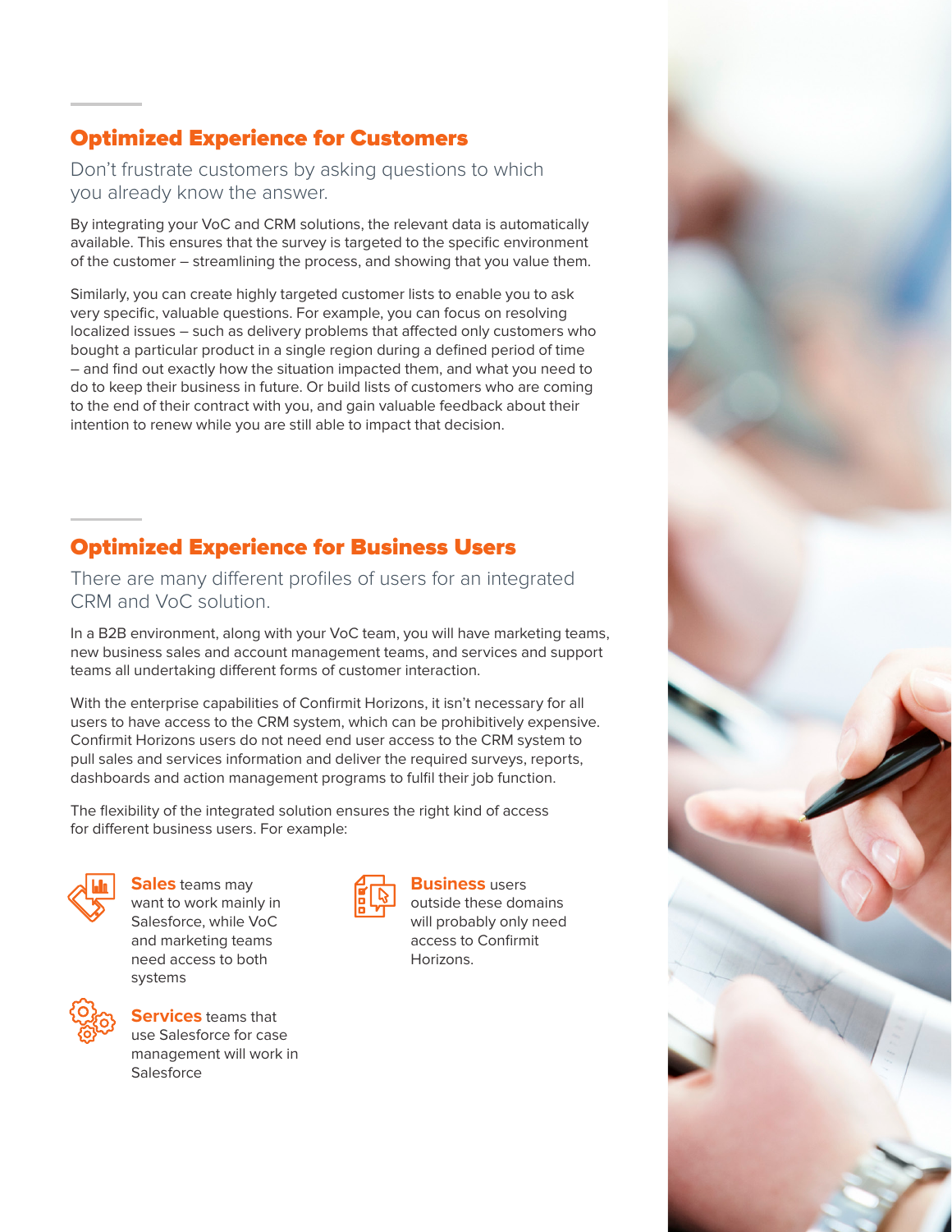## Optimized Experience for Customers

Don't frustrate customers by asking questions to which you already know the answer.

By integrating your VoC and CRM solutions, the relevant data is automatically available. This ensures that the survey is targeted to the specific environment of the customer – streamlining the process, and showing that you value them.

Similarly, you can create highly targeted customer lists to enable you to ask very specific, valuable questions. For example, you can focus on resolving localized issues – such as delivery problems that affected only customers who bought a particular product in a single region during a defined period of time – and find out exactly how the situation impacted them, and what you need to do to keep their business in future. Or build lists of customers who are coming to the end of their contract with you, and gain valuable feedback about their intention to renew while you are still able to impact that decision.

## Optimized Experience for Business Users

There are many different profiles of users for an integrated CRM and VoC solution.

In a B2B environment, along with your VoC team, you will have marketing teams, new business sales and account management teams, and services and support teams all undertaking different forms of customer interaction.

With the enterprise capabilities of Confirmit Horizons, it isn't necessary for all users to have access to the CRM system, which can be prohibitively expensive. Confirmit Horizons users do not need end user access to the CRM system to pull sales and services information and deliver the required surveys, reports, dashboards and action management programs to fulfil their job function.

The flexibility of the integrated solution ensures the right kind of access for different business users. For example:

- **Sales** teams may want to work mainly in Salesforce, while VoC and marketing teams need access to both systems
- **Services** teams that use Salesforce for case management will work in Salesforce
- **Business** users outside these domains will probably only need access to Confirmit Horizons.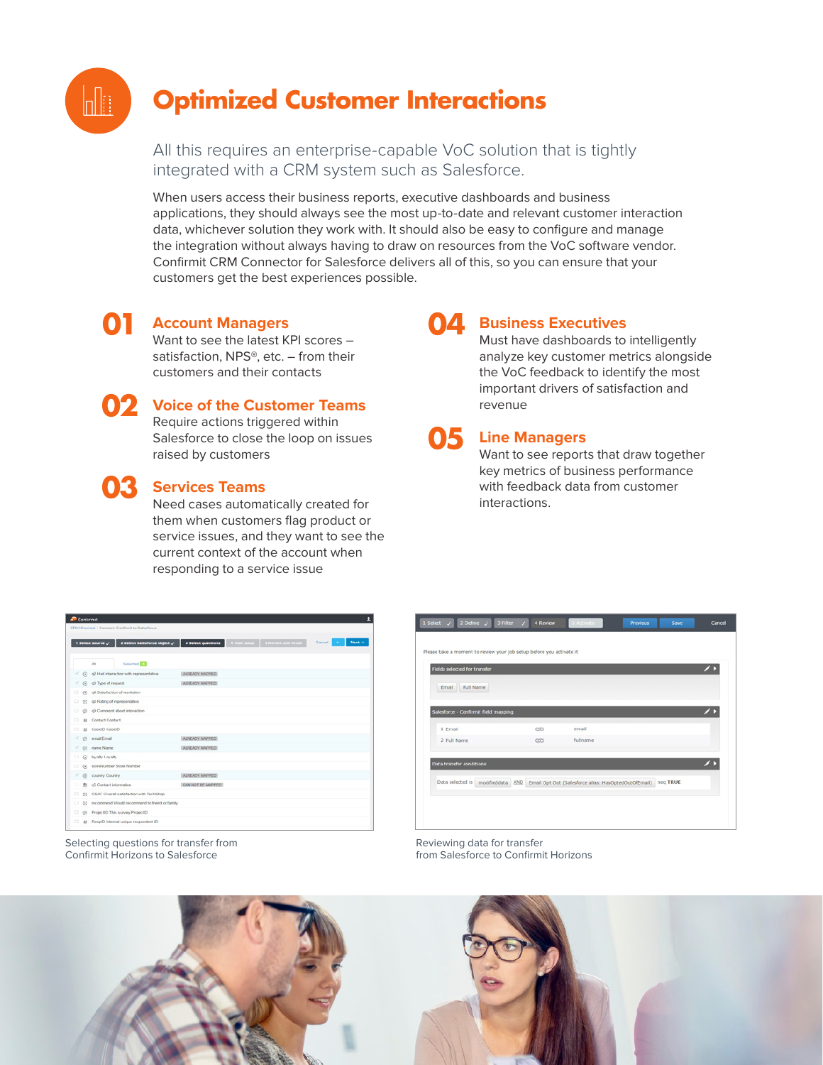# Optimized Customer Interactions

All this requires an enterprise-capable VoC solution that is tightly integrated with a CRM system such as Salesforce.

When users access their business reports, executive dashboards and business applications, they should always see the most up-to-date and relevant customer interaction data, whichever solution they work with. It should also be easy to configure and manage the integration without always having to draw on resources from the VoC software vendor. Confirmit CRM Connector for Salesforce delivers all of this, so you can ensure that your customers get the best experiences possible.

## 01 Account Managers

Want to see the latest KPI scores – satisfaction, NPS®, etc. – from their customers and their contacts

## 02 Voice of the Customer Teams

Require actions triggered within Salesforce to close the loop on issues raised by customers

## 03 Services Teams

Need cases automatically created for them when customers flag product or service issues, and they want to see the current context of the account when responding to a service issue

## 04 Business Executives

Must have dashboards to intelligently analyze key customer metrics alongside the VoC feedback to identify the most important drivers of satisfaction and revenue

## 05 Line Managers

Want to see reports that draw together key metrics of business performance with feedback data from customer interactions.

Selecting questions for transfer from Confirmit Horizons to Salesforce

Reviewing data for transfer from Salesforce to Confirmit Horizons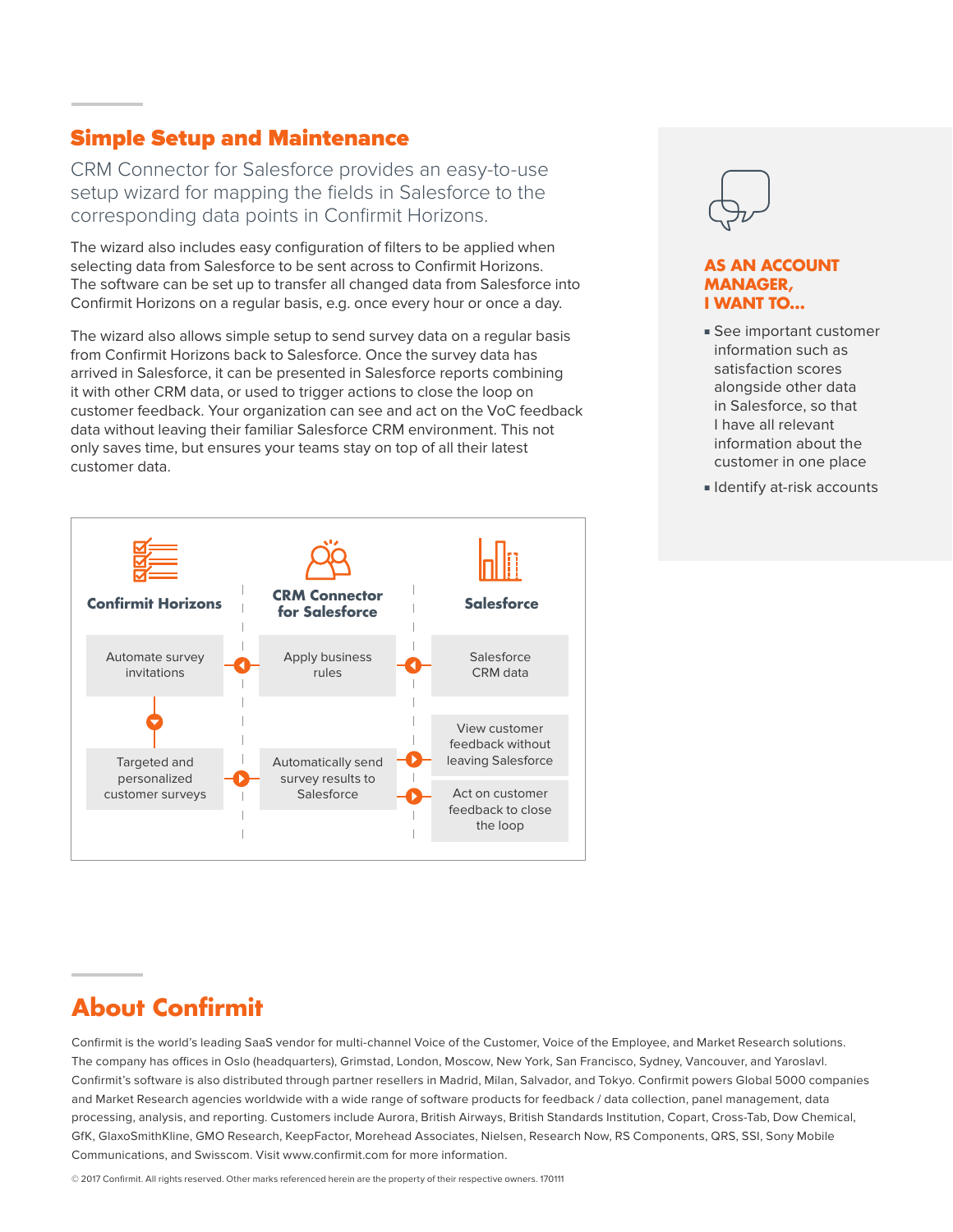## Simple Setup and Maintenance

CRM Connector for Salesforce provides an easy-to-use setup wizard for mapping the fields in Salesforce to the corresponding data points in Confirmit Horizons.

The wizard also includes easy configuration of filters to be applied when selecting data from Salesforce to be sent across to Confirmit Horizons. The software can be set up to transfer all changed data from Salesforce into Confirmit Horizons on a regular basis, e.g. once every hour or once a day.

The wizard also allows simple setup to send survey data on a regular basis from Confirmit Horizons back to Salesforce. Once the survey data has arrived in Salesforce, it can be presented in Salesforce reports combining it with other CRM data, or used to trigger actions to close the loop on customer feedback. Your organization can see and act on the VoC feedback data without leaving their familiar Salesforce CRM environment. This not only saves time, but ensures your teams stay on top of all their latest customer data.

Confirmit Horizons

Automate survey invitations

Targeted and personalized customer surveys

CRM Connector for Salesforce

Apply business rules

Automatically send survey results to Salesforce

Salesforce

Salesforce CRM data

View customer feedback without leaving Salesforce

Act on customer feedback to close the loop

### AS AN ACCOUNT MANAGER, I WANT TO...

- See important customer information such as satisfaction scores alongside other data in Salesforce, so that I have all relevant information about the customer in one place
- Identify at-risk accounts

## About Confirmit

Confirmit is the world's leading SaaS vendor for multi-channel Voice of the Customer, Voice of the Employee, and Market Research solutions. The company has offices in Oslo (headquarters), Grimstad, London, Moscow, New York, San Francisco, Sydney, Vancouver, and Yaroslavl. Confirmit's software is also distributed through partner resellers in Madrid, Milan, Salvador, and Tokyo. Confirmit powers Global 5000 companies and Market Research agencies worldwide with a wide range of software products for feedback / data collection, panel management, data processing, analysis, and reporting. Customers include Aurora, British Airways, British Standards Institution, Copart, Cross-Tab, Dow Chemical, GfK, GlaxoSmithKline, GMO Research, KeepFactor, Morehead Associates, Nielsen, Research Now, RS Components, QRS, SSI, Sony Mobile Communications, and Swisscom. Visit www.confirmit.com for more information.

© 2017 Confirmit. All rights reserved. Other marks referenced herein are the property of their respective owners. 170111